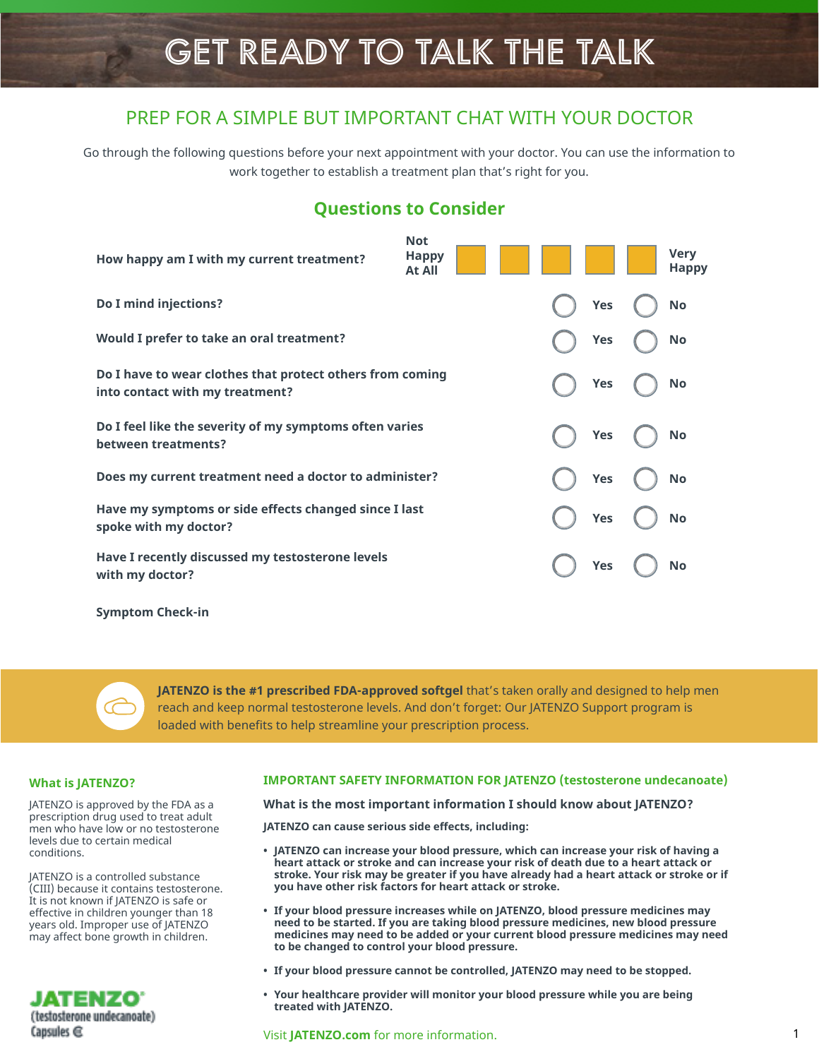# GET READY TO TALK THE TALK

## PREP FOR A SIMPLE BUT IMPORTANT CHAT WITH YOUR DOCTOR

Go through the following questions before your next appointment with your doctor. You can use the information to work together to establish a treatment plan that's right for you.

### Questions to Consider

**How happy am I with my current treatment?** Not Happy At All ☐ ☐ ☐ ☐ ☐ Very Happy

| Question | | |
|---|---|---|
| **Do I mind injections?** | ○ Yes | ○ No |
| **Would I prefer to take an oral treatment?** | ○ Yes | ○ No |
| **Do I have to wear clothes that protect others from coming into contact with my treatment?** | ○ Yes | ○ No |
| **Do I feel like the severity of my symptoms often varies between treatments?** | ○ Yes | ○ No |
| **Does my current treatment need a doctor to administer?** | ○ Yes | ○ No |
| **Have my symptoms or side effects changed since I last spoke with my doctor?** | ○ Yes | ○ No |
| **Have I recently discussed my testosterone levels with my doctor?** | ○ Yes | ○ No |

**Symptom Check-in**

**JATENZO is the #1 prescribed FDA-approved softgel** that's taken orally and designed to help men reach and keep normal testosterone levels. And don't forget: Our JATENZO Support program is loaded with benefits to help streamline your prescription process.

### What is JATENZO?

JATENZO is approved by the FDA as a prescription drug used to treat adult men who have low or no testosterone levels due to certain medical conditions.

JATENZO is a controlled substance (CIII) because it contains testosterone. It is not known if JATENZO is safe or effective in children younger than 18 years old. Improper use of JATENZO may affect bone growth in children.

### IMPORTANT SAFETY INFORMATION FOR JATENZO (testosterone undecanoate)

**What is the most important information I should know about JATENZO?**

**JATENZO can cause serious side effects, including:**

- **JATENZO can increase your blood pressure, which can increase your risk of having a heart attack or stroke and can increase your risk of death due to a heart attack or stroke. Your risk may be greater if you have already had a heart attack or stroke or if you have other risk factors for heart attack or stroke.**
- **If your blood pressure increases while on JATENZO, blood pressure medicines may need to be started. If you are taking blood pressure medicines, new blood pressure medicines may need to be added or your current blood pressure medicines may need to be changed to control your blood pressure.**
- **If your blood pressure cannot be controlled, JATENZO may need to be stopped.**
- **Your healthcare provider will monitor your blood pressure while you are being treated with JATENZO.**

JATENZO® (testosterone undecanoate) Capsules CIII

Visit **JATENZO.com** for more information.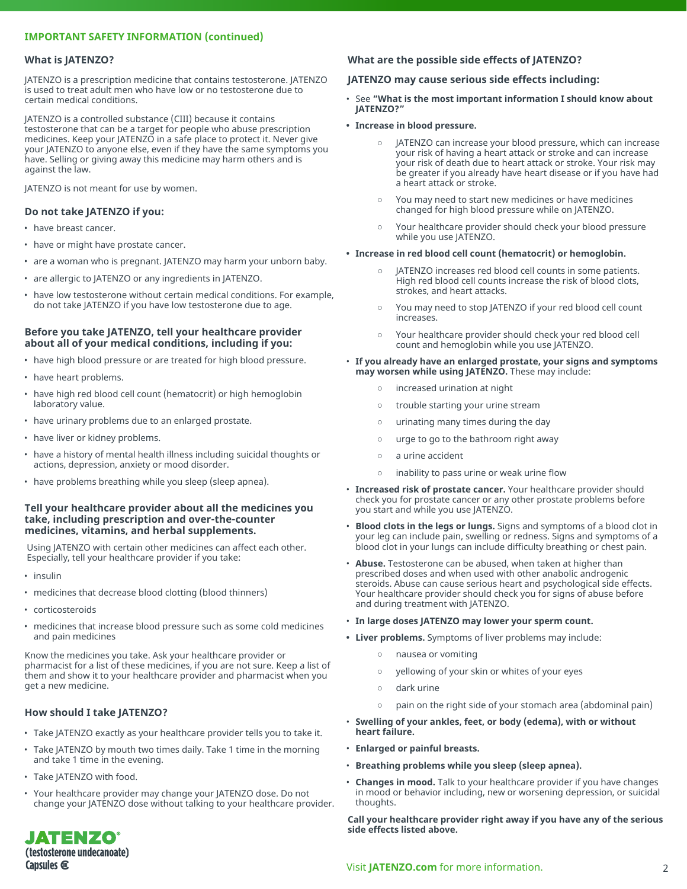**IMPORTANT SAFETY INFORMATION (continued)**

### What is JATENZO?

JATENZO is a prescription medicine that contains testosterone. JATENZO is used to treat adult men who have low or no testosterone due to certain medical conditions.

JATENZO is a controlled substance (CIII) because it contains testosterone that can be a target for people who abuse prescription medicines. Keep your JATENZO in a safe place to protect it. Never give your JATENZO to anyone else, even if they have the same symptoms you have. Selling or giving away this medicine may harm others and is against the law.

JATENZO is not meant for use by women.

### Do not take JATENZO if you:

- have breast cancer.
- have or might have prostate cancer.
- are a woman who is pregnant. JATENZO may harm your unborn baby.
- are allergic to JATENZO or any ingredients in JATENZO.
- have low testosterone without certain medical conditions. For example, do not take JATENZO if you have low testosterone due to age.

### Before you take JATENZO, tell your healthcare provider about all of your medical conditions, including if you:

- have high blood pressure or are treated for high blood pressure.
- have heart problems.
- have high red blood cell count (hematocrit) or high hemoglobin laboratory value.
- have urinary problems due to an enlarged prostate.
- have liver or kidney problems.
- have a history of mental health illness including suicidal thoughts or actions, depression, anxiety or mood disorder.
- have problems breathing while you sleep (sleep apnea).

### Tell your healthcare provider about all the medicines you take, including prescription and over-the-counter medicines, vitamins, and herbal supplements.

Using JATENZO with certain other medicines can affect each other. Especially, tell your healthcare provider if you take:

- insulin
- medicines that decrease blood clotting (blood thinners)
- corticosteroids
- medicines that increase blood pressure such as some cold medicines and pain medicines

Know the medicines you take. Ask your healthcare provider or pharmacist for a list of these medicines, if you are not sure. Keep a list of them and show it to your healthcare provider and pharmacist when you get a new medicine.

### How should I take JATENZO?

- Take JATENZO exactly as your healthcare provider tells you to take it.
- Take JATENZO by mouth two times daily. Take 1 time in the morning and take 1 time in the evening.
- Take JATENZO with food.
- Your healthcare provider may change your JATENZO dose. Do not change your JATENZO dose without talking to your healthcare provider.

### What are the possible side effects of JATENZO?

### JATENZO may cause serious side effects including:

- See **"What is the most important information I should know about JATENZO?"**
- **Increase in blood pressure.**
  - JATENZO can increase your blood pressure, which can increase your risk of having a heart attack or stroke and can increase your risk of death due to heart attack or stroke. Your risk may be greater if you already have heart disease or if you have had a heart attack or stroke.
  - You may need to start new medicines or have medicines changed for high blood pressure while on JATENZO.
  - Your healthcare provider should check your blood pressure while you use JATENZO.
- **Increase in red blood cell count (hematocrit) or hemoglobin.**
  - JATENZO increases red blood cell counts in some patients. High red blood cell counts increase the risk of blood clots, strokes, and heart attacks.
  - You may need to stop JATENZO if your red blood cell count increases.
  - Your healthcare provider should check your red blood cell count and hemoglobin while you use JATENZO.
- **If you already have an enlarged prostate, your signs and symptoms may worsen while using JATENZO.** These may include:
  - increased urination at night
  - trouble starting your urine stream
  - urinating many times during the day
  - urge to go to the bathroom right away
  - a urine accident
  - inability to pass urine or weak urine flow
- **Increased risk of prostate cancer.** Your healthcare provider should check you for prostate cancer or any other prostate problems before you start and while you use JATENZO.
- **Blood clots in the legs or lungs.** Signs and symptoms of a blood clot in your leg can include pain, swelling or redness. Signs and symptoms of a blood clot in your lungs can include difficulty breathing or chest pain.
- **Abuse.** Testosterone can be abused, when taken at higher than prescribed doses and when used with other anabolic androgenic steroids. Abuse can cause serious heart and psychological side effects. Your healthcare provider should check you for signs of abuse before and during treatment with JATENZO.
- **In large doses JATENZO may lower your sperm count.**
- **Liver problems.** Symptoms of liver problems may include:
  - nausea or vomiting
  - yellowing of your skin or whites of your eyes
  - dark urine
  - pain on the right side of your stomach area (abdominal pain)
- **Swelling of your ankles, feet, or body (edema), with or without heart failure.**
- **Enlarged or painful breasts.**
- **Breathing problems while you sleep (sleep apnea).**
- **Changes in mood.** Talk to your healthcare provider if you have changes in mood or behavior including, new or worsening depression, or suicidal thoughts.

**Call your healthcare provider right away if you have any of the serious side effects listed above.**

**JATENZO®**
**(testosterone undecanoate)**
**Capsules CIII**

Visit **JATENZO.com** for more information.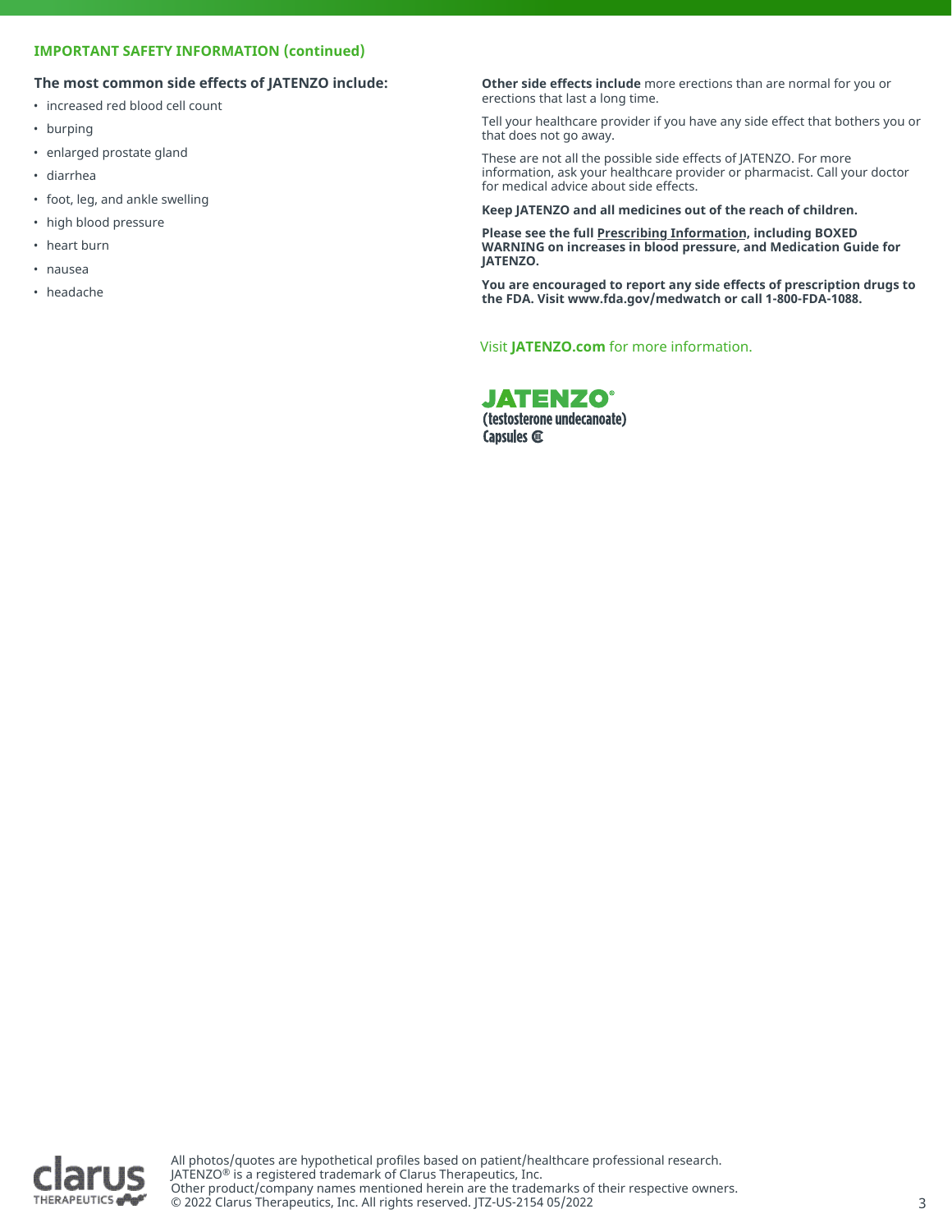**IMPORTANT SAFETY INFORMATION (continued)**

**The most common side effects of JATENZO include:**

- increased red blood cell count
- burping
- enlarged prostate gland
- diarrhea
- foot, leg, and ankle swelling
- high blood pressure
- heart burn
- nausea
- headache

**Other side effects include** more erections than are normal for you or erections that last a long time.

Tell your healthcare provider if you have any side effect that bothers you or that does not go away.

These are not all the possible side effects of JATENZO. For more information, ask your healthcare provider or pharmacist. Call your doctor for medical advice about side effects.

**Keep JATENZO and all medicines out of the reach of children.**

**Please see the full Prescribing Information, including BOXED WARNING on increases in blood pressure, and Medication Guide for JATENZO.**

**You are encouraged to report any side effects of prescription drugs to the FDA. Visit www.fda.gov/medwatch or call 1-800-FDA-1088.**

Visit **JATENZO.com** for more information.

**JATENZO®**
(testosterone undecanoate)
Capsules CIII

clarus THERAPEUTICS

All photos/quotes are hypothetical profiles based on patient/healthcare professional research.
JATENZO® is a registered trademark of Clarus Therapeutics, Inc.
Other product/company names mentioned herein are the trademarks of their respective owners.
© 2022 Clarus Therapeutics, Inc. All rights reserved. JTZ-US-2154 05/2022